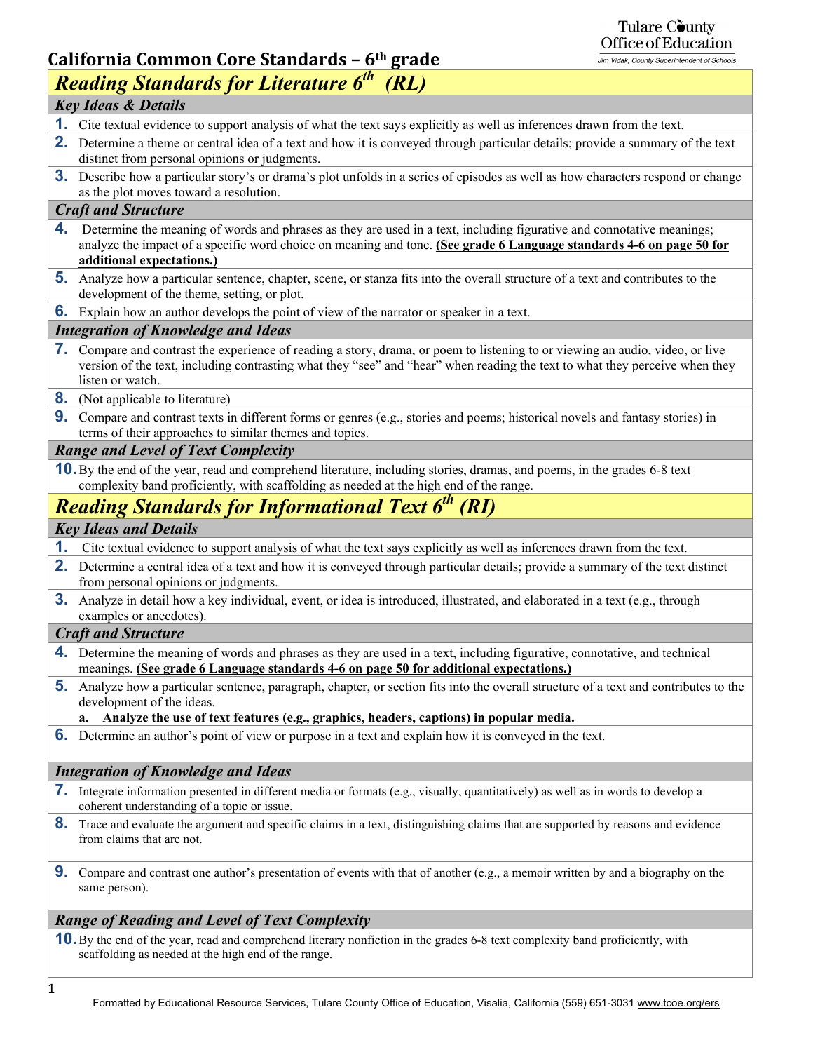Tulare County Office of Education
Jim Vidak, County Superintendent of Schools

# California Common Core Standards – 6th grade

## *Reading Standards for Literature 6th (RL)*

### *Key Ideas & Details*

1. Cite textual evidence to support analysis of what the text says explicitly as well as inferences drawn from the text.
2. Determine a theme or central idea of a text and how it is conveyed through particular details; provide a summary of the text distinct from personal opinions or judgments.
3. Describe how a particular story's or drama's plot unfolds in a series of episodes as well as how characters respond or change as the plot moves toward a resolution.

### *Craft and Structure*

4. Determine the meaning of words and phrases as they are used in a text, including figurative and connotative meanings; analyze the impact of a specific word choice on meaning and tone. **(See grade 6 Language standards 4-6 on page 50 for additional expectations.)**
5. Analyze how a particular sentence, chapter, scene, or stanza fits into the overall structure of a text and contributes to the development of the theme, setting, or plot.
6. Explain how an author develops the point of view of the narrator or speaker in a text.

### *Integration of Knowledge and Ideas*

7. Compare and contrast the experience of reading a story, drama, or poem to listening to or viewing an audio, video, or live version of the text, including contrasting what they "see" and "hear" when reading the text to what they perceive when they listen or watch.
8. (Not applicable to literature)
9. Compare and contrast texts in different forms or genres (e.g., stories and poems; historical novels and fantasy stories) in terms of their approaches to similar themes and topics.

### *Range and Level of Text Complexity*

10. By the end of the year, read and comprehend literature, including stories, dramas, and poems, in the grades 6-8 text complexity band proficiently, with scaffolding as needed at the high end of the range.

## *Reading Standards for Informational Text 6th (RI)*

### *Key Ideas and Details*

1. Cite textual evidence to support analysis of what the text says explicitly as well as inferences drawn from the text.
2. Determine a central idea of a text and how it is conveyed through particular details; provide a summary of the text distinct from personal opinions or judgments.
3. Analyze in detail how a key individual, event, or idea is introduced, illustrated, and elaborated in a text (e.g., through examples or anecdotes).

### *Craft and Structure*

4. Determine the meaning of words and phrases as they are used in a text, including figurative, connotative, and technical meanings. **(See grade 6 Language standards 4-6 on page 50 for additional expectations.)**
5. Analyze how a particular sentence, paragraph, chapter, or section fits into the overall structure of a text and contributes to the development of the ideas.
   a. **Analyze the use of text features (e.g., graphics, headers, captions) in popular media.**
6. Determine an author's point of view or purpose in a text and explain how it is conveyed in the text.

### *Integration of Knowledge and Ideas*

7. Integrate information presented in different media or formats (e.g., visually, quantitatively) as well as in words to develop a coherent understanding of a topic or issue.
8. Trace and evaluate the argument and specific claims in a text, distinguishing claims that are supported by reasons and evidence from claims that are not.
9. Compare and contrast one author's presentation of events with that of another (e.g., a memoir written by and a biography on the same person).

### *Range of Reading and Level of Text Complexity*

10. By the end of the year, read and comprehend literary nonfiction in the grades 6-8 text complexity band proficiently, with scaffolding as needed at the high end of the range.

Formatted by Educational Resource Services, Tulare County Office of Education, Visalia, California (559) 651-3031 www.tcoe.org/ers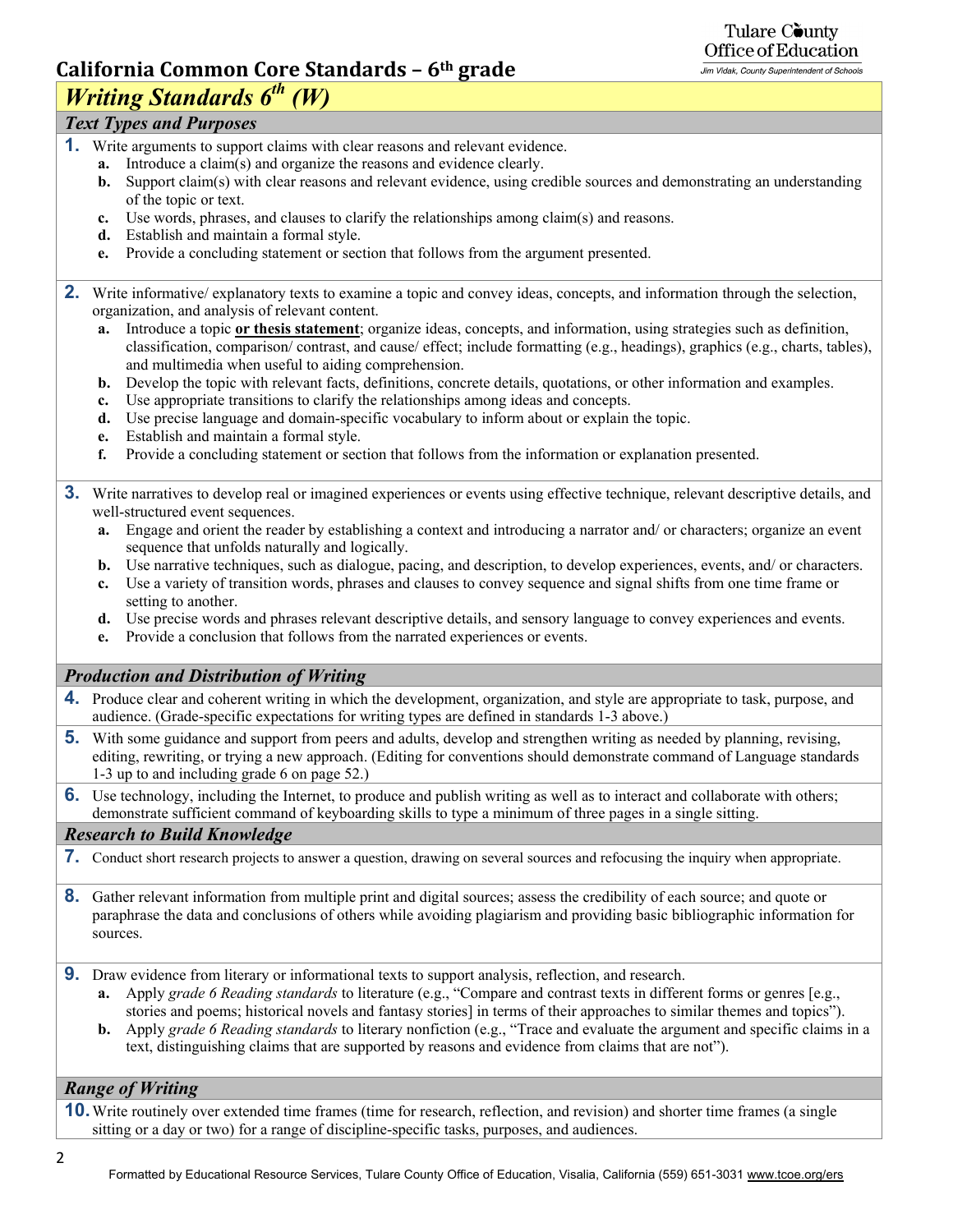## California Common Core Standards – 6th grade

# *Writing Standards 6th (W)*

### *Text Types and Purposes*

**1.** Write arguments to support claims with clear reasons and relevant evidence.
- **a.** Introduce a claim(s) and organize the reasons and evidence clearly.
- **b.** Support claim(s) with clear reasons and relevant evidence, using credible sources and demonstrating an understanding of the topic or text.
- **c.** Use words, phrases, and clauses to clarify the relationships among claim(s) and reasons.
- **d.** Establish and maintain a formal style.
- **e.** Provide a concluding statement or section that follows from the argument presented.

**2.** Write informative/ explanatory texts to examine a topic and convey ideas, concepts, and information through the selection, organization, and analysis of relevant content.
- **a.** Introduce a topic **or thesis statement**; organize ideas, concepts, and information, using strategies such as definition, classification, comparison/ contrast, and cause/ effect; include formatting (e.g., headings), graphics (e.g., charts, tables), and multimedia when useful to aiding comprehension.
- **b.** Develop the topic with relevant facts, definitions, concrete details, quotations, or other information and examples.
- **c.** Use appropriate transitions to clarify the relationships among ideas and concepts.
- **d.** Use precise language and domain-specific vocabulary to inform about or explain the topic.
- **e.** Establish and maintain a formal style.
- **f.** Provide a concluding statement or section that follows from the information or explanation presented.

**3.** Write narratives to develop real or imagined experiences or events using effective technique, relevant descriptive details, and well-structured event sequences.
- **a.** Engage and orient the reader by establishing a context and introducing a narrator and/ or characters; organize an event sequence that unfolds naturally and logically.
- **b.** Use narrative techniques, such as dialogue, pacing, and description, to develop experiences, events, and/ or characters.
- **c.** Use a variety of transition words, phrases and clauses to convey sequence and signal shifts from one time frame or setting to another.
- **d.** Use precise words and phrases relevant descriptive details, and sensory language to convey experiences and events.
- **e.** Provide a conclusion that follows from the narrated experiences or events.

### *Production and Distribution of Writing*

**4.** Produce clear and coherent writing in which the development, organization, and style are appropriate to task, purpose, and audience. (Grade-specific expectations for writing types are defined in standards 1-3 above.)

**5.** With some guidance and support from peers and adults, develop and strengthen writing as needed by planning, revising, editing, rewriting, or trying a new approach. (Editing for conventions should demonstrate command of Language standards 1-3 up to and including grade 6 on page 52.)

**6.** Use technology, including the Internet, to produce and publish writing as well as to interact and collaborate with others; demonstrate sufficient command of keyboarding skills to type a minimum of three pages in a single sitting.

### *Research to Build Knowledge*

**7.** Conduct short research projects to answer a question, drawing on several sources and refocusing the inquiry when appropriate.

**8.** Gather relevant information from multiple print and digital sources; assess the credibility of each source; and quote or paraphrase the data and conclusions of others while avoiding plagiarism and providing basic bibliographic information for sources.

**9.** Draw evidence from literary or informational texts to support analysis, reflection, and research.
- **a.** Apply *grade 6 Reading standards* to literature (e.g., "Compare and contrast texts in different forms or genres [e.g., stories and poems; historical novels and fantasy stories] in terms of their approaches to similar themes and topics").
- **b.** Apply *grade 6 Reading standards* to literary nonfiction (e.g., "Trace and evaluate the argument and specific claims in a text, distinguishing claims that are supported by reasons and evidence from claims that are not").

### *Range of Writing*

**10.** Write routinely over extended time frames (time for research, reflection, and revision) and shorter time frames (a single sitting or a day or two) for a range of discipline-specific tasks, purposes, and audiences.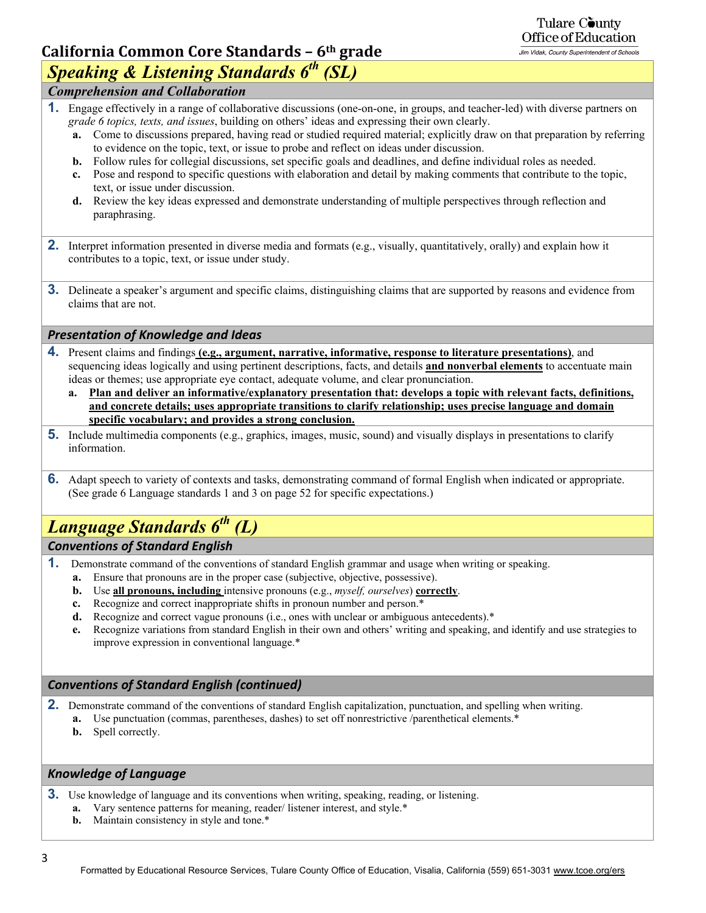## California Common Core Standards – 6th grade

# *Speaking & Listening Standards 6th (SL)*

### *Comprehension and Collaboration*

**1.** Engage effectively in a range of collaborative discussions (one-on-one, in groups, and teacher-led) with diverse partners on *grade 6 topics, texts, and issues*, building on others' ideas and expressing their own clearly.

- **a.** Come to discussions prepared, having read or studied required material; explicitly draw on that preparation by referring to evidence on the topic, text, or issue to probe and reflect on ideas under discussion.
- **b.** Follow rules for collegial discussions, set specific goals and deadlines, and define individual roles as needed.
- **c.** Pose and respond to specific questions with elaboration and detail by making comments that contribute to the topic, text, or issue under discussion.
- **d.** Review the key ideas expressed and demonstrate understanding of multiple perspectives through reflection and paraphrasing.

**2.** Interpret information presented in diverse media and formats (e.g., visually, quantitatively, orally) and explain how it contributes to a topic, text, or issue under study.

**3.** Delineate a speaker's argument and specific claims, distinguishing claims that are supported by reasons and evidence from claims that are not.

### *Presentation of Knowledge and Ideas*

**4.** Present claims and findings **<u>(e.g., argument, narrative, informative, response to literature presentations)</u>**, and sequencing ideas logically and using pertinent descriptions, facts, and details **<u>and nonverbal elements</u>** to accentuate main ideas or themes; use appropriate eye contact, adequate volume, and clear pronunciation.

- **a.** **<u>Plan and deliver an informative/explanatory presentation that: develops a topic with relevant facts, definitions, and concrete details; uses appropriate transitions to clarify relationship; uses precise language and domain specific vocabulary; and provides a strong conclusion.</u>**

**5.** Include multimedia components (e.g., graphics, images, music, sound) and visually displays in presentations to clarify information.

**6.** Adapt speech to variety of contexts and tasks, demonstrating command of formal English when indicated or appropriate. (See grade 6 Language standards 1 and 3 on page 52 for specific expectations.)

# *Language Standards 6th (L)*

### *Conventions of Standard English*

**1.** Demonstrate command of the conventions of standard English grammar and usage when writing or speaking.

- **a.** Ensure that pronouns are in the proper case (subjective, objective, possessive).
- **b.** Use **<u>all pronouns, including</u>** intensive pronouns (e.g., *myself, ourselves*) **<u>correctly</u>**.
- **c.** Recognize and correct inappropriate shifts in pronoun number and person.*
- **d.** Recognize and correct vague pronouns (i.e., ones with unclear or ambiguous antecedents).*
- **e.** Recognize variations from standard English in their own and others' writing and speaking, and identify and use strategies to improve expression in conventional language.*

### *Conventions of Standard English (continued)*

**2.** Demonstrate command of the conventions of standard English capitalization, punctuation, and spelling when writing.

- **a.** Use punctuation (commas, parentheses, dashes) to set off nonrestrictive /parenthetical elements.*
- **b.** Spell correctly.

### *Knowledge of Language*

**3.** Use knowledge of language and its conventions when writing, speaking, reading, or listening.

- **a.** Vary sentence patterns for meaning, reader/ listener interest, and style.*
- **b.** Maintain consistency in style and tone.*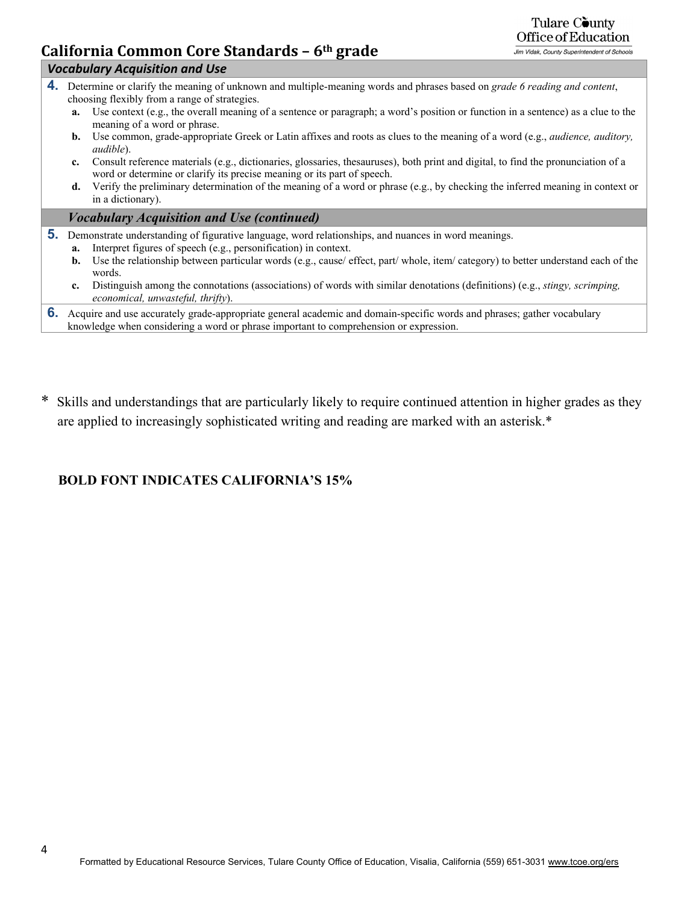## California Common Core Standards – 6th grade

### *Vocabulary Acquisition and Use*

**4.** Determine or clarify the meaning of unknown and multiple-meaning words and phrases based on *grade 6 reading and content*, choosing flexibly from a range of strategies.

- **a.** Use context (e.g., the overall meaning of a sentence or paragraph; a word's position or function in a sentence) as a clue to the meaning of a word or phrase.
- **b.** Use common, grade-appropriate Greek or Latin affixes and roots as clues to the meaning of a word (e.g., *audience, auditory, audible*).
- **c.** Consult reference materials (e.g., dictionaries, glossaries, thesauruses), both print and digital, to find the pronunciation of a word or determine or clarify its precise meaning or its part of speech.
- **d.** Verify the preliminary determination of the meaning of a word or phrase (e.g., by checking the inferred meaning in context or in a dictionary).

### *Vocabulary Acquisition and Use (continued)*

**5.** Demonstrate understanding of figurative language, word relationships, and nuances in word meanings.

- **a.** Interpret figures of speech (e.g., personification) in context.
- **b.** Use the relationship between particular words (e.g., cause/ effect, part/ whole, item/ category) to better understand each of the words.
- **c.** Distinguish among the connotations (associations) of words with similar denotations (definitions) (e.g., *stingy, scrimping, economical, unwasteful, thrifty*).

**6.** Acquire and use accurately grade-appropriate general academic and domain-specific words and phrases; gather vocabulary knowledge when considering a word or phrase important to comprehension or expression.

\* Skills and understandings that are particularly likely to require continued attention in higher grades as they are applied to increasingly sophisticated writing and reading are marked with an asterisk.*

**BOLD FONT INDICATES CALIFORNIA'S 15%**